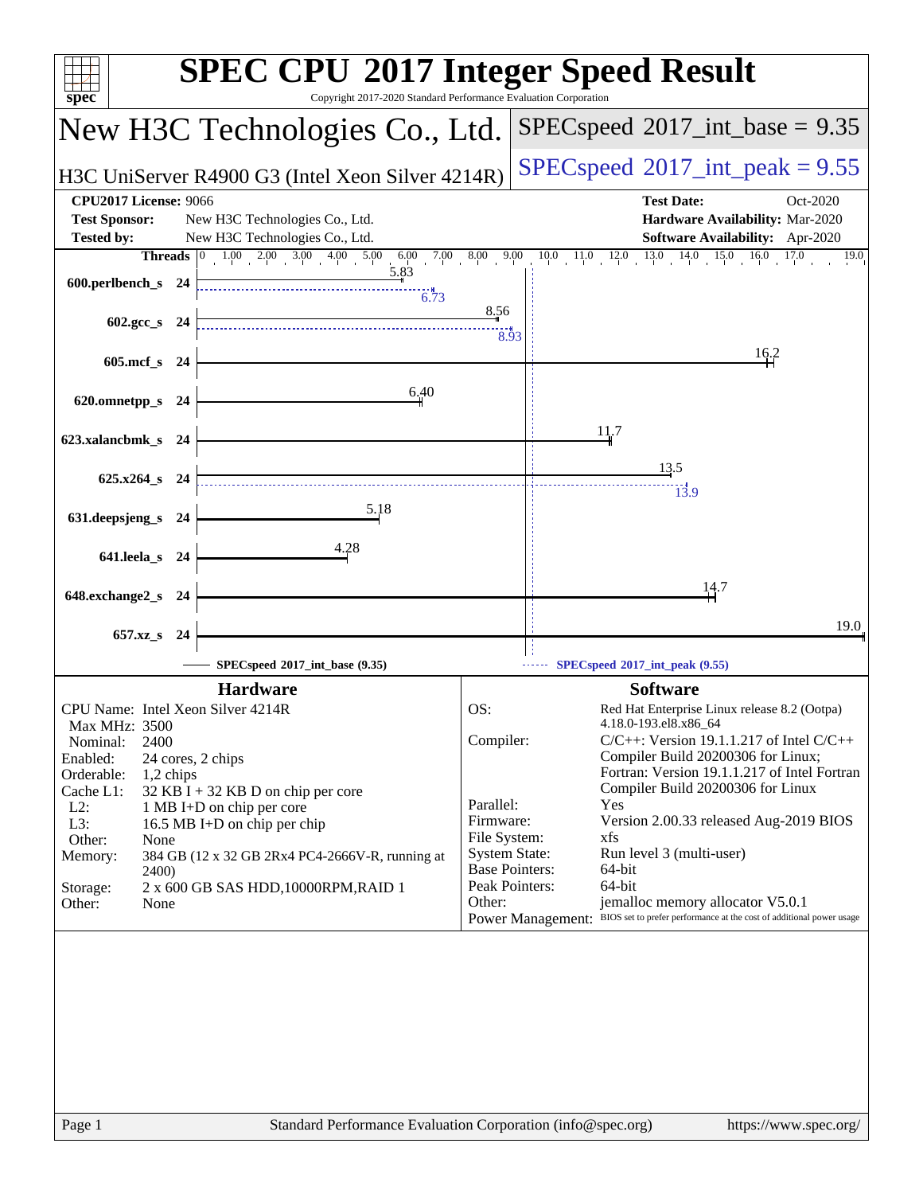# SPEC CPU 2017 Integer Speed Result

Copyright 2017-2020 Standard Performance Evaluation Corporation

## New H3C Technologies Co., Ltd.

**H3C UniServer R4900 G3 (Intel Xeon Silver 4214R)**

SPECspeed 2017_int_base = 9.35

SPECspeed 2017_int_peak = 9.55

| | | | |
|---|---|---|---|
| **CPU2017 License:** | 9066 | **Test Date:** | Oct-2020 |
| **Test Sponsor:** | New H3C Technologies Co., Ltd. | **Hardware Availability:** | Mar-2020 |
| **Tested by:** | New H3C Technologies Co., Ltd. | **Software Availability:** | Apr-2020 |

| Benchmark | Threads | Base | Peak |
|---|---|---|---|
| 600.perlbench_s | 24 | 5.83 | 6.73 |
| 602.gcc_s | 24 | 8.56 | 8.93 |
| 605.mcf_s | 24 | 16.2 | |
| 620.omnetpp_s | 24 | 6.40 | |
| 623.xalancbmk_s | 24 | 11.7 | |
| 625.x264_s | 24 | 13.5 | 13.9 |
| 631.deepsjeng_s | 24 | 5.18 | |
| 641.leela_s | 24 | 4.28 | |
| 648.exchange2_s | 24 | 14.7 | |
| 657.xz_s | 24 | 19.0 | |

SPECspeed 2017_int_base (9.35) — SPECspeed 2017_int_peak (9.55)

### Hardware

| | |
|---|---|
| CPU Name: | Intel Xeon Silver 4214R |
| Max MHz: | 3500 |
| Nominal: | 2400 |
| Enabled: | 24 cores, 2 chips |
| Orderable: | 1,2 chips |
| Cache L1: | 32 KB I + 32 KB D on chip per core |
| L2: | 1 MB I+D on chip per core |
| L3: | 16.5 MB I+D on chip per chip |
| Other: | None |
| Memory: | 384 GB (12 x 32 GB 2Rx4 PC4-2666V-R, running at 2400) |
| Storage: | 2 x 600 GB SAS HDD,10000RPM,RAID 1 |
| Other: | None |

### Software

| | |
|---|---|
| OS: | Red Hat Enterprise Linux release 8.2 (Ootpa) 4.18.0-193.el8.x86_64 |
| Compiler: | C/C++: Version 19.1.1.217 of Intel C/C++ Compiler Build 20200306 for Linux; Fortran: Version 19.1.1.217 of Intel Fortran Compiler Build 20200306 for Linux |
| Parallel: | Yes |
| Firmware: | Version 2.00.33 released Aug-2019 BIOS |
| File System: | xfs |
| System State: | Run level 3 (multi-user) |
| Base Pointers: | 64-bit |
| Peak Pointers: | 64-bit |
| Other: | jemalloc memory allocator V5.0.1 |
| Power Management: | BIOS set to prefer performance at the cost of additional power usage |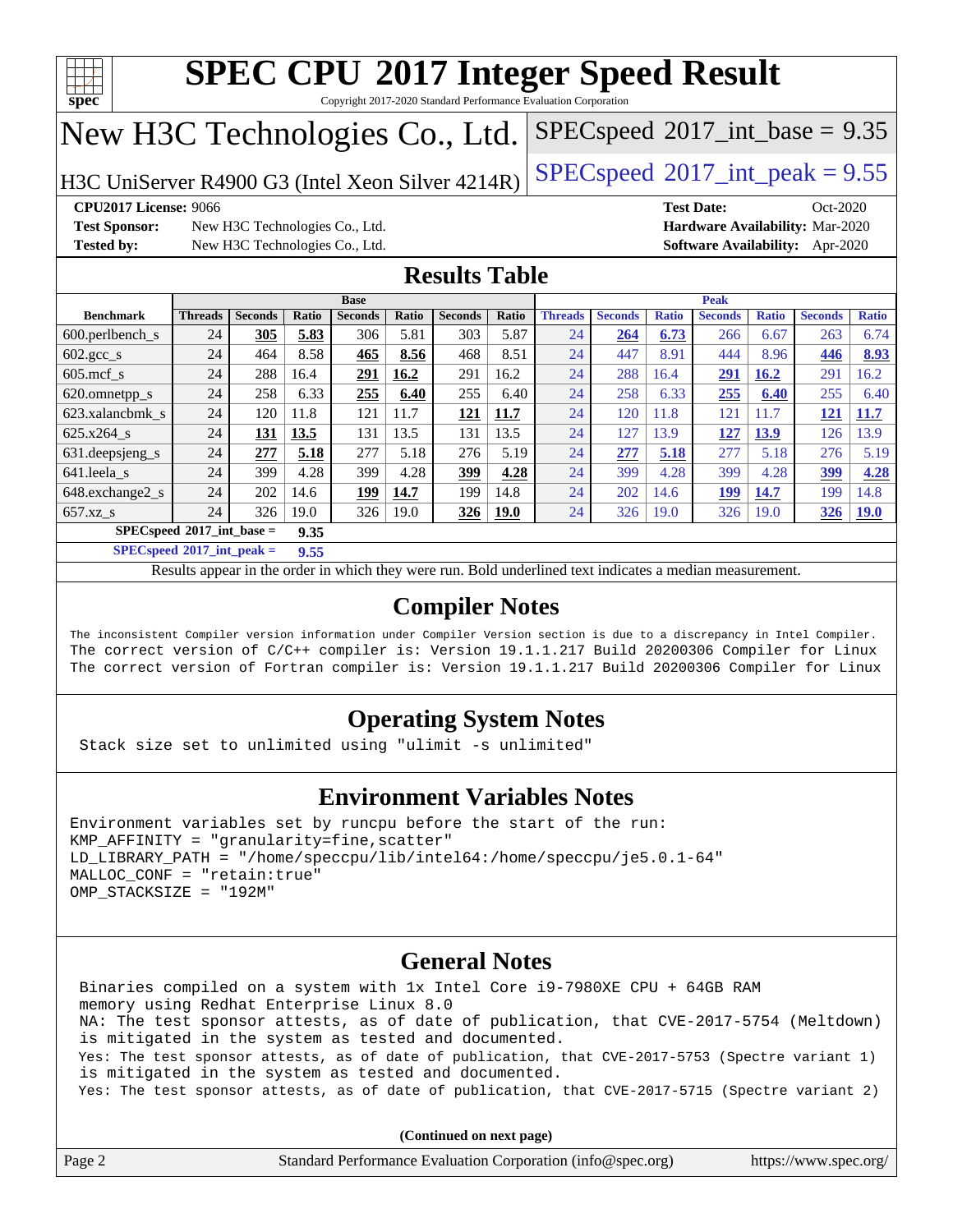# SPEC CPU 2017 Integer Speed Result

Copyright 2017-2020 Standard Performance Evaluation Corporation

## New H3C Technologies Co., Ltd.

H3C UniServer R4900 G3 (Intel Xeon Silver 4214R)

SPECspeed 2017_int_base = 9.35

SPECspeed 2017_int_peak = 9.55

**CPU2017 License:** 9066
**Test Sponsor:** New H3C Technologies Co., Ltd.
**Tested by:** New H3C Technologies Co., Ltd.
**Test Date:** Oct-2020
**Hardware Availability:** Mar-2020
**Software Availability:** Apr-2020

## Results Table

| Benchmark | Base | | | | | | | Peak | | | | | | |
|---|---|---|---|---|---|---|---|---|---|---|---|---|---|---|
| | Threads | Seconds | Ratio | Seconds | Ratio | Seconds | Ratio | Threads | Seconds | Ratio | Seconds | Ratio | Seconds | Ratio |
| 600.perlbench_s | 24 | **305** | **5.83** | 306 | 5.81 | 303 | 5.87 | 24 | **264** | **6.73** | 266 | 6.67 | 263 | 6.74 |
| 602.gcc_s | 24 | 464 | 8.58 | **465** | **8.56** | 468 | 8.51 | 24 | 447 | 8.91 | 444 | 8.96 | **446** | **8.93** |
| 605.mcf_s | 24 | 288 | 16.4 | **291** | **16.2** | 291 | 16.2 | 24 | 288 | 16.4 | **291** | **16.2** | 291 | 16.2 |
| 620.omnetpp_s | 24 | 258 | 6.33 | **255** | **6.40** | 255 | 6.40 | 24 | 258 | 6.33 | **255** | **6.40** | 255 | 6.40 |
| 623.xalancbmk_s | 24 | 120 | 11.8 | 121 | 11.7 | **121** | **11.7** | 24 | 120 | 11.8 | 121 | 11.7 | **121** | **11.7** |
| 625.x264_s | 24 | **131** | **13.5** | 131 | 13.5 | 131 | 13.5 | 24 | 127 | 13.9 | **127** | **13.9** | 126 | 13.9 |
| 631.deepsjeng_s | 24 | **277** | **5.18** | 277 | 5.18 | 276 | 5.19 | 24 | **277** | **5.18** | 277 | 5.18 | 276 | 5.19 |
| 641.leela_s | 24 | 399 | 4.28 | 399 | 4.28 | **399** | **4.28** | 24 | 399 | 4.28 | 399 | 4.28 | **399** | **4.28** |
| 648.exchange2_s | 24 | 202 | 14.6 | **199** | **14.7** | 199 | 14.8 | 24 | 202 | 14.6 | **199** | **14.7** | 199 | 14.8 |
| 657.xz_s | 24 | 326 | 19.0 | 326 | 19.0 | **326** | **19.0** | 24 | 326 | 19.0 | 326 | 19.0 | **326** | **19.0** |

SPECspeed 2017_int_base = **9.35**

SPECspeed 2017_int_peak = **9.55**

Results appear in the order in which they were run. Bold underlined text indicates a median measurement.

## Compiler Notes

```
The inconsistent Compiler version information under Compiler Version section is due to a discrepancy in Intel Compiler.
The correct version of C/C++ compiler is: Version 19.1.1.217 Build 20200306 Compiler for Linux
The correct version of Fortran compiler is: Version 19.1.1.217 Build 20200306 Compiler for Linux
```

## Operating System Notes

```
Stack size set to unlimited using "ulimit -s unlimited"
```

## Environment Variables Notes

```
Environment variables set by runcpu before the start of the run:
KMP_AFFINITY = "granularity=fine,scatter"
LD_LIBRARY_PATH = "/home/speccpu/lib/intel64:/home/speccpu/je5.0.1-64"
MALLOC_CONF = "retain:true"
OMP_STACKSIZE = "192M"
```

## General Notes

```
Binaries compiled on a system with 1x Intel Core i9-7980XE CPU + 64GB RAM
memory using Redhat Enterprise Linux 8.0
NA: The test sponsor attests, as of date of publication, that CVE-2017-5754 (Meltdown)
is mitigated in the system as tested and documented.
Yes: The test sponsor attests, as of date of publication, that CVE-2017-5753 (Spectre variant 1)
is mitigated in the system as tested and documented.
Yes: The test sponsor attests, as of date of publication, that CVE-2017-5715 (Spectre variant 2)
```

**(Continued on next page)**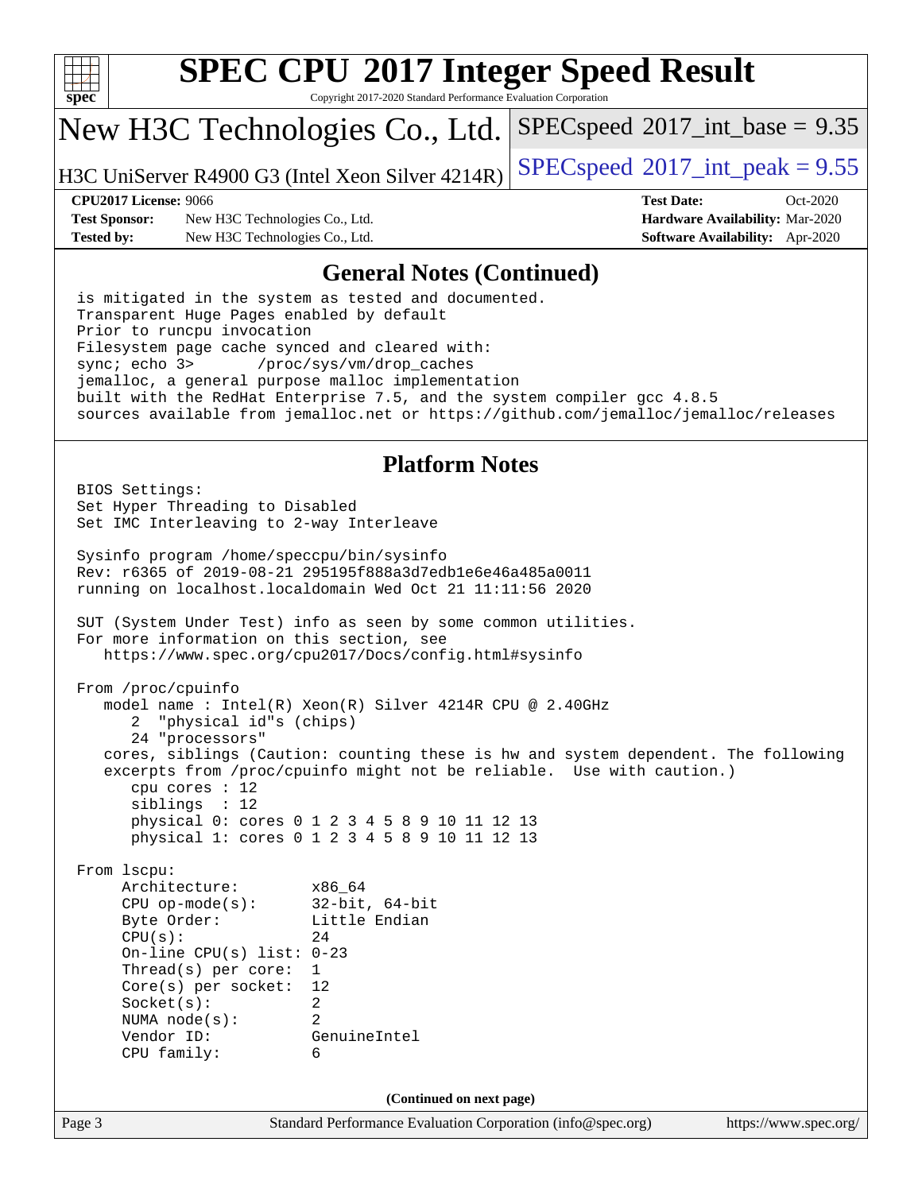# SPEC CPU 2017 Integer Speed Result

Copyright 2017-2020 Standard Performance Evaluation Corporation

## New H3C Technologies Co., Ltd.

H3C UniServer R4900 G3 (Intel Xeon Silver 4214R)

SPECspeed 2017_int_base = 9.35

SPECspeed 2017_int_peak = 9.55

**CPU2017 License:** 9066
**Test Sponsor:** New H3C Technologies Co., Ltd.
**Tested by:** New H3C Technologies Co., Ltd.

**Test Date:** Oct-2020
**Hardware Availability:** Mar-2020
**Software Availability:** Apr-2020

## General Notes (Continued)

```
is mitigated in the system as tested and documented.
Transparent Huge Pages enabled by default
Prior to runcpu invocation
Filesystem page cache synced and cleared with:
sync; echo 3>       /proc/sys/vm/drop_caches
jemalloc, a general purpose malloc implementation
built with the RedHat Enterprise 7.5, and the system compiler gcc 4.8.5
sources available from jemalloc.net or https://github.com/jemalloc/jemalloc/releases
```

## Platform Notes

```
BIOS Settings:
Set Hyper Threading to Disabled
Set IMC Interleaving to 2-way Interleave

Sysinfo program /home/speccpu/bin/sysinfo
Rev: r6365 of 2019-08-21 295195f888a3d7edb1e6e46a485a0011
running on localhost.localdomain Wed Oct 21 11:11:56 2020

SUT (System Under Test) info as seen by some common utilities.
For more information on this section, see
   https://www.spec.org/cpu2017/Docs/config.html#sysinfo

From /proc/cpuinfo
   model name : Intel(R) Xeon(R) Silver 4214R CPU @ 2.40GHz
      2  "physical id"s (chips)
      24 "processors"
   cores, siblings (Caution: counting these is hw and system dependent. The following
   excerpts from /proc/cpuinfo might not be reliable.  Use with caution.)
      cpu cores : 12
      siblings  : 12
      physical 0: cores 0 1 2 3 4 5 8 9 10 11 12 13
      physical 1: cores 0 1 2 3 4 5 8 9 10 11 12 13

From lscpu:
     Architecture:          x86_64
     CPU op-mode(s):        32-bit, 64-bit
     Byte Order:            Little Endian
     CPU(s):                24
     On-line CPU(s) list:   0-23
     Thread(s) per core:    1
     Core(s) per socket:    12
     Socket(s):             2
     NUMA node(s):          2
     Vendor ID:             GenuineIntel
     CPU family:            6
```

**(Continued on next page)**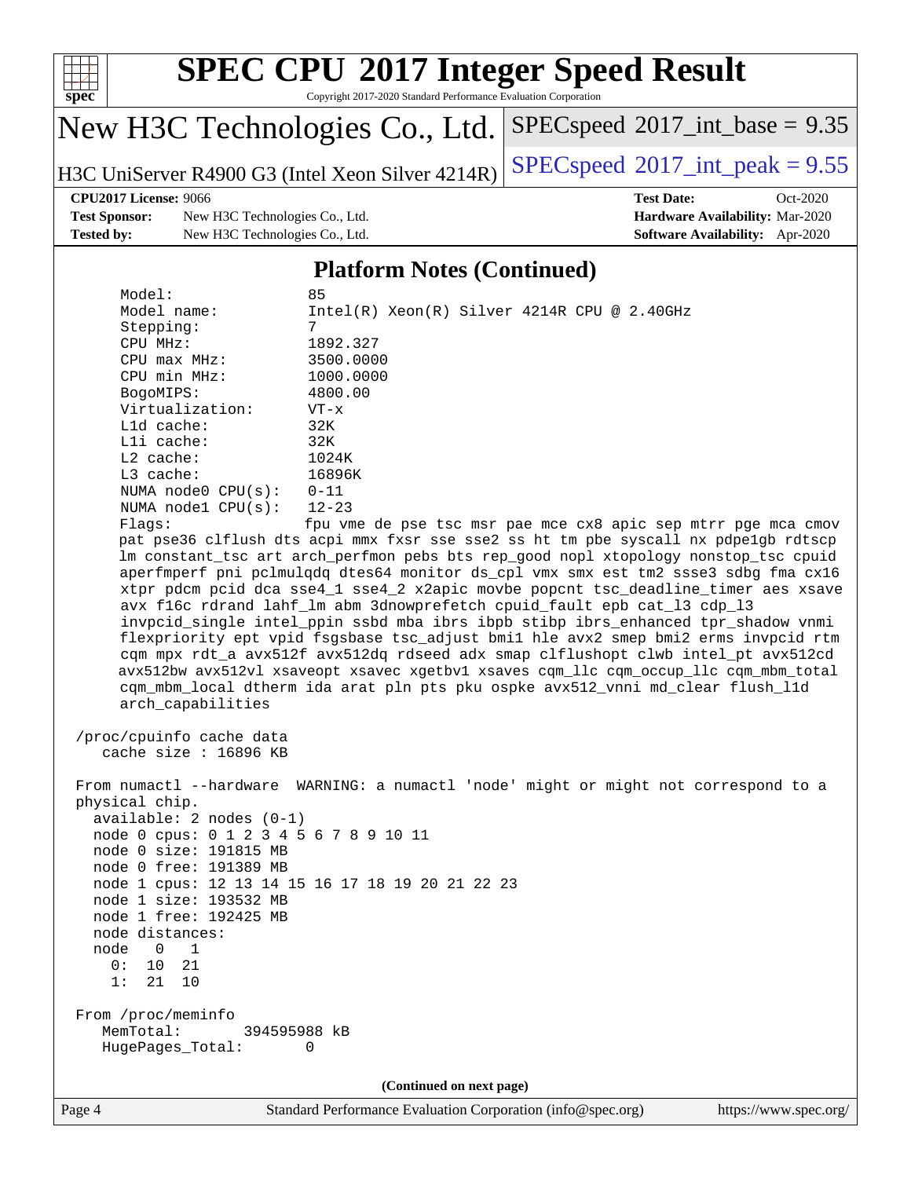# SPEC CPU 2017 Integer Speed Result

Copyright 2017-2020 Standard Performance Evaluation Corporation

## New H3C Technologies Co., Ltd.

H3C UniServer R4900 G3 (Intel Xeon Silver 4214R)

SPECspeed 2017_int_base = 9.35

SPECspeed 2017_int_peak = 9.55

**CPU2017 License:** 9066
**Test Sponsor:** New H3C Technologies Co., Ltd.
**Tested by:** New H3C Technologies Co., Ltd.

**Test Date:** Oct-2020
**Hardware Availability:** Mar-2020
**Software Availability:** Apr-2020

### Platform Notes (Continued)

```
      Model:                 85
      Model name:            Intel(R) Xeon(R) Silver 4214R CPU @ 2.40GHz
      Stepping:              7
      CPU MHz:               1892.327
      CPU max MHz:           3500.0000
      CPU min MHz:           1000.0000
      BogoMIPS:              4800.00
      Virtualization:        VT-x
      L1d cache:             32K
      L1i cache:             32K
      L2 cache:              1024K
      L3 cache:              16896K
      NUMA node0 CPU(s):     0-11
      NUMA node1 CPU(s):     12-23
      Flags:                 fpu vme de pse tsc msr pae mce cx8 apic sep mtrr pge mca cmov
      pat pse36 clflush dts acpi mmx fxsr sse sse2 ss ht tm pbe syscall nx pdpe1gb rdtscp
      lm constant_tsc art arch_perfmon pebs bts rep_good nopl xtopology nonstop_tsc cpuid
      aperfmperf pni pclmulqdq dtes64 monitor ds_cpl vmx smx est tm2 ssse3 sdbg fma cx16
      xtpr pdcm pcid dca sse4_1 sse4_2 x2apic movbe popcnt tsc_deadline_timer aes xsave
      avx f16c rdrand lahf_lm abm 3dnowprefetch cpuid_fault epb cat_l3 cdp_l3
      invpcid_single intel_ppin ssbd mba ibrs ibpb stibp ibrs_enhanced tpr_shadow vnmi
      flexpriority ept vpid fsgsbase tsc_adjust bmi1 hle avx2 smep bmi2 erms invpcid rtm
      cqm mpx rdt_a avx512f avx512dq rdseed adx smap clflushopt clwb intel_pt avx512cd
      avx512bw avx512vl xsaveopt xsavec xgetbv1 xsaves cqm_llc cqm_occup_llc cqm_mbm_total
      cqm_mbm_local dtherm ida arat pln pts pku ospke avx512_vnni md_clear flush_l1d
      arch_capabilities

 /proc/cpuinfo cache data
    cache size : 16896 KB

 From numactl --hardware  WARNING: a numactl 'node' might or might not correspond to a
 physical chip.
   available: 2 nodes (0-1)
   node 0 cpus: 0 1 2 3 4 5 6 7 8 9 10 11
   node 0 size: 191815 MB
   node 0 free: 191389 MB
   node 1 cpus: 12 13 14 15 16 17 18 19 20 21 22 23
   node 1 size: 193532 MB
   node 1 free: 192425 MB
   node distances:
   node   0   1
     0:  10  21
     1:  21  10

 From /proc/meminfo
    MemTotal:       394595988 kB
    HugePages_Total:       0
```

(Continued on next page)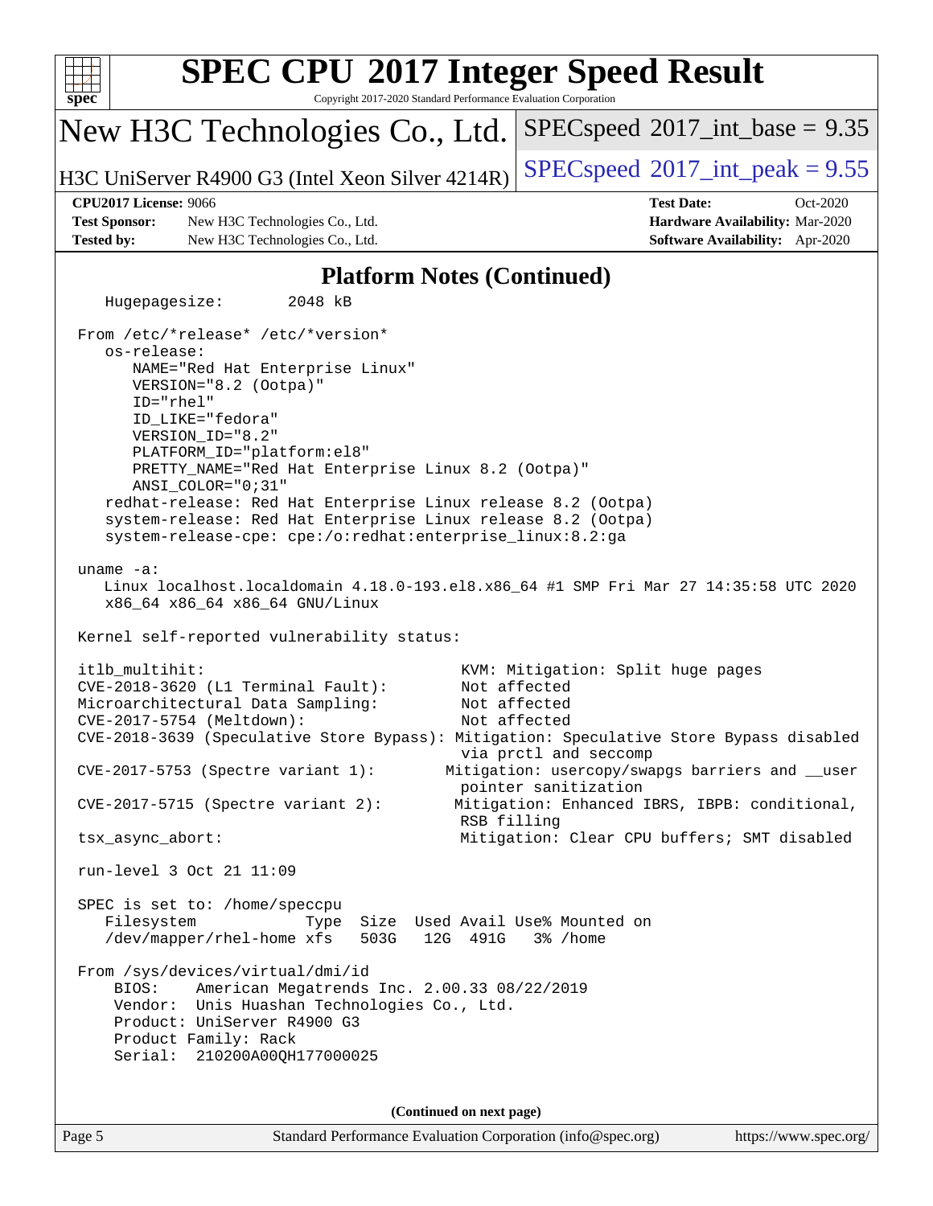# SPEC CPU 2017 Integer Speed Result

Copyright 2017-2020 Standard Performance Evaluation Corporation

## New H3C Technologies Co., Ltd.

H3C UniServer R4900 G3 (Intel Xeon Silver 4214R)

SPECspeed 2017_int_base = 9.35

SPECspeed 2017_int_peak = 9.55

**CPU2017 License:** 9066
**Test Sponsor:** New H3C Technologies Co., Ltd.
**Tested by:** New H3C Technologies Co., Ltd.
**Test Date:** Oct-2020
**Hardware Availability:** Mar-2020
**Software Availability:** Apr-2020

### Platform Notes (Continued)

```
    Hugepagesize:        2048 kB

 From /etc/*release* /etc/*version*
    os-release:
       NAME="Red Hat Enterprise Linux"
       VERSION="8.2 (Ootpa)"
       ID="rhel"
       ID_LIKE="fedora"
       VERSION_ID="8.2"
       PLATFORM_ID="platform:el8"
       PRETTY_NAME="Red Hat Enterprise Linux 8.2 (Ootpa)"
       ANSI_COLOR="0;31"
    redhat-release: Red Hat Enterprise Linux release 8.2 (Ootpa)
    system-release: Red Hat Enterprise Linux release 8.2 (Ootpa)
    system-release-cpe: cpe:/o:redhat:enterprise_linux:8.2:ga

 uname -a:
    Linux localhost.localdomain 4.18.0-193.el8.x86_64 #1 SMP Fri Mar 27 14:35:58 UTC 2020
    x86_64 x86_64 x86_64 GNU/Linux

 Kernel self-reported vulnerability status:

 itlb_multihit:                                    KVM: Mitigation: Split huge pages
 CVE-2018-3620 (L1 Terminal Fault):                Not affected
 Microarchitectural Data Sampling:                 Not affected
 CVE-2017-5754 (Meltdown):                         Not affected
 CVE-2018-3639 (Speculative Store Bypass): Mitigation: Speculative Store Bypass disabled
                                                   via prctl and seccomp
 CVE-2017-5753 (Spectre variant 1):              Mitigation: usercopy/swapgs barriers and __user
                                                   pointer sanitization
 CVE-2017-5715 (Spectre variant 2):               Mitigation: Enhanced IBRS, IBPB: conditional,
                                                   RSB filling
 tsx_async_abort:                                  Mitigation: Clear CPU buffers; SMT disabled

 run-level 3 Oct 21 11:09

 SPEC is set to: /home/speccpu
    Filesystem            Type  Size  Used Avail Use% Mounted on
    /dev/mapper/rhel-home xfs   503G   12G  491G   3% /home

 From /sys/devices/virtual/dmi/id
     BIOS:    American Megatrends Inc. 2.00.33 08/22/2019
     Vendor:  Unis Huashan Technologies Co., Ltd.
     Product: UniServer R4900 G3
     Product Family: Rack
     Serial:  210200A00QH177000025
```

(Continued on next page)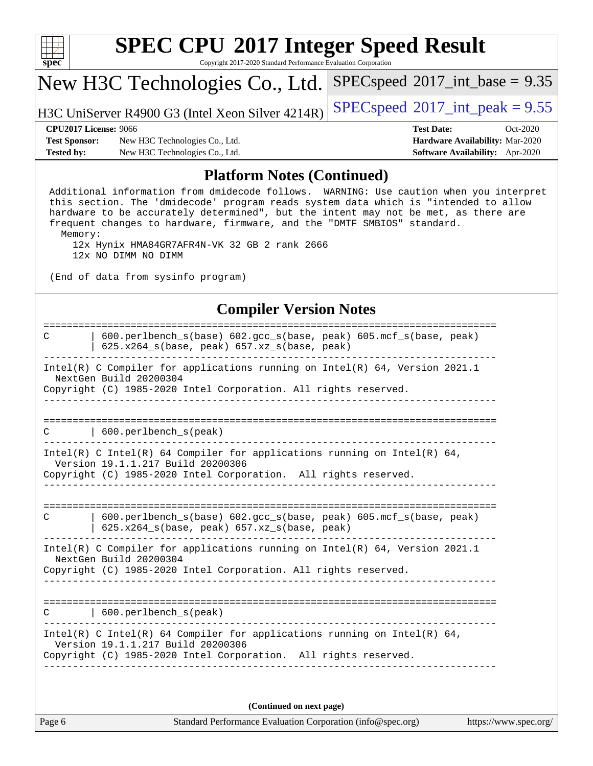## Platform Notes (Continued)

```
Additional information from dmidecode follows.  WARNING: Use caution when you interpret
this section. The 'dmidecode' program reads system data which is "intended to allow
hardware to be accurately determined", but the intent may not be met, as there are
frequent changes to hardware, firmware, and the "DMTF SMBIOS" standard.
  Memory:
    12x Hynix HMA84GR7AFR4N-VK 32 GB 2 rank 2666
    12x NO DIMM NO DIMM

(End of data from sysinfo program)
```

## Compiler Version Notes

```
==============================================================================
C       | 600.perlbench_s(base) 602.gcc_s(base, peak) 605.mcf_s(base, peak)
        | 625.x264_s(base, peak) 657.xz_s(base, peak)
------------------------------------------------------------------------------
Intel(R) C Compiler for applications running on Intel(R) 64, Version 2021.1
  NextGen Build 20200304
Copyright (C) 1985-2020 Intel Corporation. All rights reserved.
------------------------------------------------------------------------------

==============================================================================
C       | 600.perlbench_s(peak)
------------------------------------------------------------------------------
Intel(R) C Intel(R) 64 Compiler for applications running on Intel(R) 64,
  Version 19.1.1.217 Build 20200306
Copyright (C) 1985-2020 Intel Corporation.  All rights reserved.
------------------------------------------------------------------------------

==============================================================================
C       | 600.perlbench_s(base) 602.gcc_s(base, peak) 605.mcf_s(base, peak)
        | 625.x264_s(base, peak) 657.xz_s(base, peak)
------------------------------------------------------------------------------
Intel(R) C Compiler for applications running on Intel(R) 64, Version 2021.1
  NextGen Build 20200304
Copyright (C) 1985-2020 Intel Corporation. All rights reserved.
------------------------------------------------------------------------------

==============================================================================
C       | 600.perlbench_s(peak)
------------------------------------------------------------------------------
Intel(R) C Intel(R) 64 Compiler for applications running on Intel(R) 64,
  Version 19.1.1.217 Build 20200306
Copyright (C) 1985-2020 Intel Corporation.  All rights reserved.
------------------------------------------------------------------------------
```

**(Continued on next page)**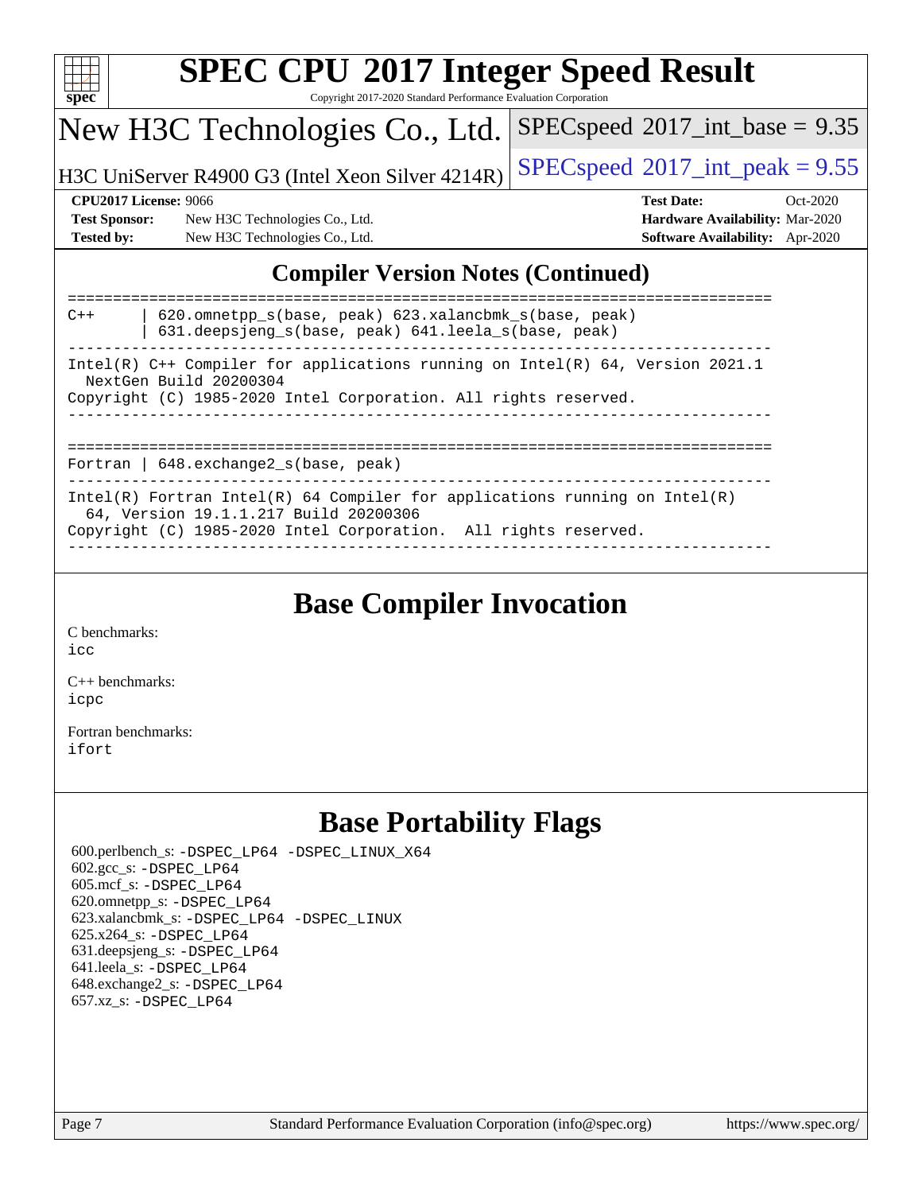## Compiler Version Notes (Continued)

```
==============================================================================
C++      | 620.omnetpp_s(base, peak) 623.xalancbmk_s(base, peak)
         | 631.deepsjeng_s(base, peak) 641.leela_s(base, peak)
------------------------------------------------------------------------------
Intel(R) C++ Compiler for applications running on Intel(R) 64, Version 2021.1
  NextGen Build 20200304
Copyright (C) 1985-2020 Intel Corporation. All rights reserved.
------------------------------------------------------------------------------

==============================================================================
Fortran | 648.exchange2_s(base, peak)
------------------------------------------------------------------------------
Intel(R) Fortran Intel(R) 64 Compiler for applications running on Intel(R)
  64, Version 19.1.1.217 Build 20200306
Copyright (C) 1985-2020 Intel Corporation.  All rights reserved.
------------------------------------------------------------------------------
```

## Base Compiler Invocation

C benchmarks:
`icc`

C++ benchmarks:
`icpc`

Fortran benchmarks:
`ifort`

## Base Portability Flags

600.perlbench_s: -DSPEC_LP64 -DSPEC_LINUX_X64
602.gcc_s: -DSPEC_LP64
605.mcf_s: -DSPEC_LP64
620.omnetpp_s: -DSPEC_LP64
623.xalancbmk_s: -DSPEC_LP64 -DSPEC_LINUX
625.x264_s: -DSPEC_LP64
631.deepsjeng_s: -DSPEC_LP64
641.leela_s: -DSPEC_LP64
648.exchange2_s: -DSPEC_LP64
657.xz_s: -DSPEC_LP64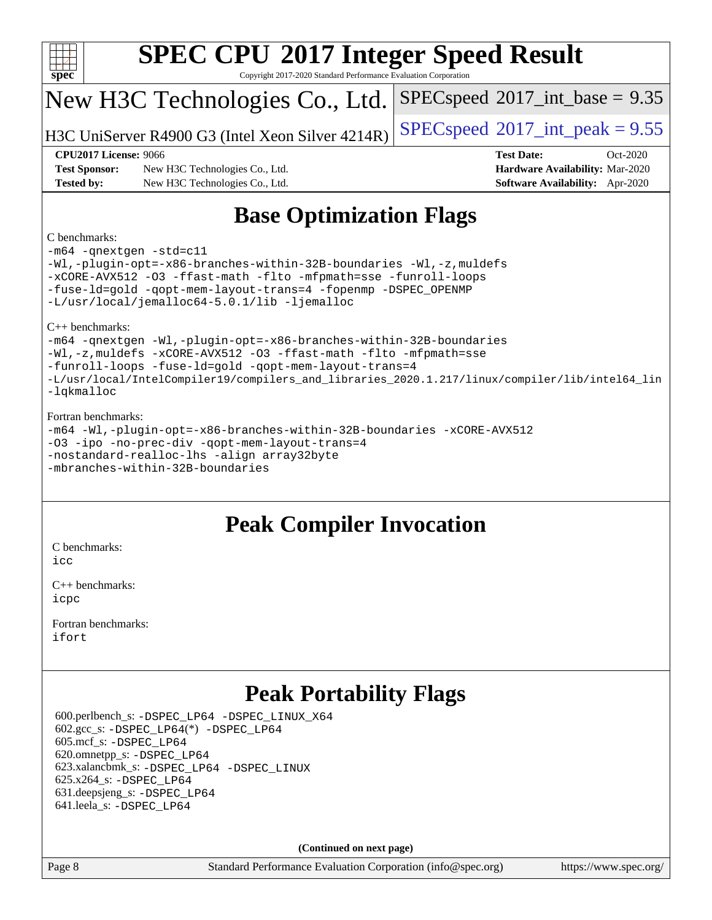# SPEC CPU 2017 Integer Speed Result

Copyright 2017-2020 Standard Performance Evaluation Corporation

## New H3C Technologies Co., Ltd.

H3C UniServer R4900 G3 (Intel Xeon Silver 4214R)

SPECspeed 2017_int_base = 9.35

SPECspeed 2017_int_peak = 9.55

**CPU2017 License:** 9066
**Test Sponsor:** New H3C Technologies Co., Ltd.
**Tested by:** New H3C Technologies Co., Ltd.

**Test Date:** Oct-2020
**Hardware Availability:** Mar-2020
**Software Availability:** Apr-2020

## Base Optimization Flags

C benchmarks:

```
-m64 -qnextgen -std=c11
-Wl,-plugin-opt=-x86-branches-within-32B-boundaries -Wl,-z,muldefs
-xCORE-AVX512 -O3 -ffast-math -flto -mfpmath=sse -funroll-loops
-fuse-ld=gold -qopt-mem-layout-trans=4 -fopenmp -DSPEC_OPENMP
-L/usr/local/jemalloc64-5.0.1/lib -ljemalloc
```

C++ benchmarks:

```
-m64 -qnextgen -Wl,-plugin-opt=-x86-branches-within-32B-boundaries
-Wl,-z,muldefs -xCORE-AVX512 -O3 -ffast-math -flto -mfpmath=sse
-funroll-loops -fuse-ld=gold -qopt-mem-layout-trans=4
-L/usr/local/IntelCompiler19/compilers_and_libraries_2020.1.217/linux/compiler/lib/intel64_lin
-lqkmalloc
```

Fortran benchmarks:

```
-m64 -Wl,-plugin-opt=-x86-branches-within-32B-boundaries -xCORE-AVX512
-O3 -ipo -no-prec-div -qopt-mem-layout-trans=4
-nostandard-realloc-lhs -align array32byte
-mbranches-within-32B-boundaries
```

## Peak Compiler Invocation

C benchmarks:
icc

C++ benchmarks:
icpc

Fortran benchmarks:
ifort

## Peak Portability Flags

600.perlbench_s: -DSPEC_LP64 -DSPEC_LINUX_X64
602.gcc_s: -DSPEC_LP64(*) -DSPEC_LP64
605.mcf_s: -DSPEC_LP64
620.omnetpp_s: -DSPEC_LP64
623.xalancbmk_s: -DSPEC_LP64 -DSPEC_LINUX
625.x264_s: -DSPEC_LP64
631.deepsjeng_s: -DSPEC_LP64
641.leela_s: -DSPEC_LP64

**(Continued on next page)**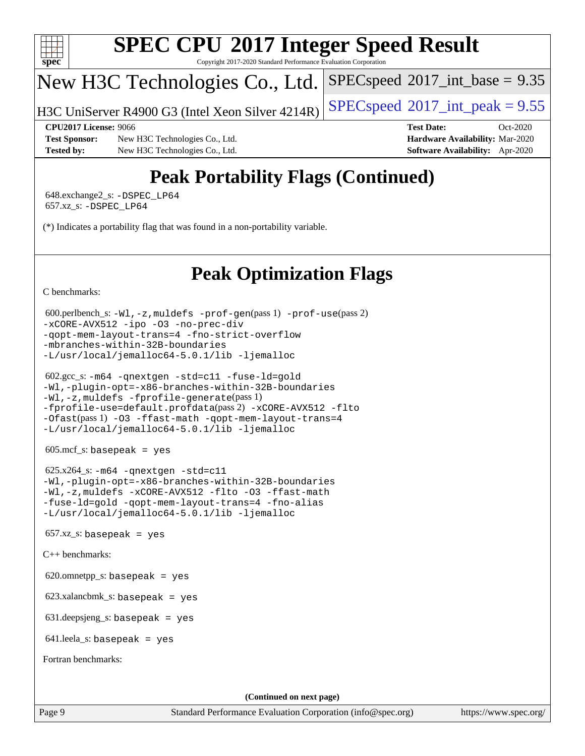# Peak Portability Flags (Continued)

648.exchange2_s: -DSPEC_LP64
657.xz_s: -DSPEC_LP64

(*) Indicates a portability flag that was found in a non-portability variable.

# Peak Optimization Flags

C benchmarks:

600.perlbench_s: -Wl,-z,muldefs -prof-gen(pass 1) -prof-use(pass 2) -xCORE-AVX512 -ipo -O3 -no-prec-div -qopt-mem-layout-trans=4 -fno-strict-overflow -mbranches-within-32B-boundaries -L/usr/local/jemalloc64-5.0.1/lib -ljemalloc

602.gcc_s: -m64 -qnextgen -std=c11 -fuse-ld=gold -Wl,-plugin-opt=-x86-branches-within-32B-boundaries -Wl,-z,muldefs -fprofile-generate(pass 1) -fprofile-use=default.profdata(pass 2) -xCORE-AVX512 -flto -Ofast(pass 1) -O3 -ffast-math -qopt-mem-layout-trans=4 -L/usr/local/jemalloc64-5.0.1/lib -ljemalloc

605.mcf_s: basepeak = yes

625.x264_s: -m64 -qnextgen -std=c11 -Wl,-plugin-opt=-x86-branches-within-32B-boundaries -Wl,-z,muldefs -xCORE-AVX512 -flto -O3 -ffast-math -fuse-ld=gold -qopt-mem-layout-trans=4 -fno-alias -L/usr/local/jemalloc64-5.0.1/lib -ljemalloc

657.xz_s: basepeak = yes

C++ benchmarks:

620.omnetpp_s: basepeak = yes

623.xalancbmk_s: basepeak = yes

631.deepsjeng_s: basepeak = yes

641.leela_s: basepeak = yes

Fortran benchmarks:

(Continued on next page)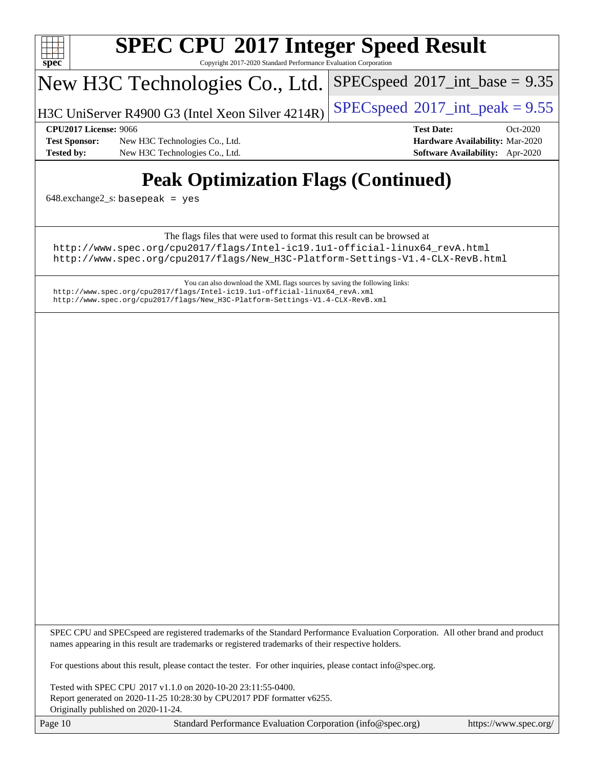# SPEC CPU 2017 Integer Speed Result

Copyright 2017-2020 Standard Performance Evaluation Corporation

## New H3C Technologies Co., Ltd.

H3C UniServer R4900 G3 (Intel Xeon Silver 4214R)

SPECspeed 2017_int_base = 9.35

SPECspeed 2017_int_peak = 9.55

**CPU2017 License:** 9066
**Test Sponsor:** New H3C Technologies Co., Ltd.
**Tested by:** New H3C Technologies Co., Ltd.

**Test Date:** Oct-2020
**Hardware Availability:** Mar-2020
**Software Availability:** Apr-2020

## Peak Optimization Flags (Continued)

648.exchange2_s: basepeak = yes

The flags files that were used to format this result can be browsed at

http://www.spec.org/cpu2017/flags/Intel-ic19.1u1-official-linux64_revA.html
http://www.spec.org/cpu2017/flags/New_H3C-Platform-Settings-V1.4-CLX-RevB.html

You can also download the XML flags sources by saving the following links:

http://www.spec.org/cpu2017/flags/Intel-ic19.1u1-official-linux64_revA.xml
http://www.spec.org/cpu2017/flags/New_H3C-Platform-Settings-V1.4-CLX-RevB.xml

SPEC CPU and SPECspeed are registered trademarks of the Standard Performance Evaluation Corporation. All other brand and product names appearing in this result are trademarks or registered trademarks of their respective holders.

For questions about this result, please contact the tester. For other inquiries, please contact info@spec.org.

Tested with SPEC CPU 2017 v1.1.0 on 2020-10-20 23:11:55-0400.
Report generated on 2020-11-25 10:28:30 by CPU2017 PDF formatter v6255.
Originally published on 2020-11-24.